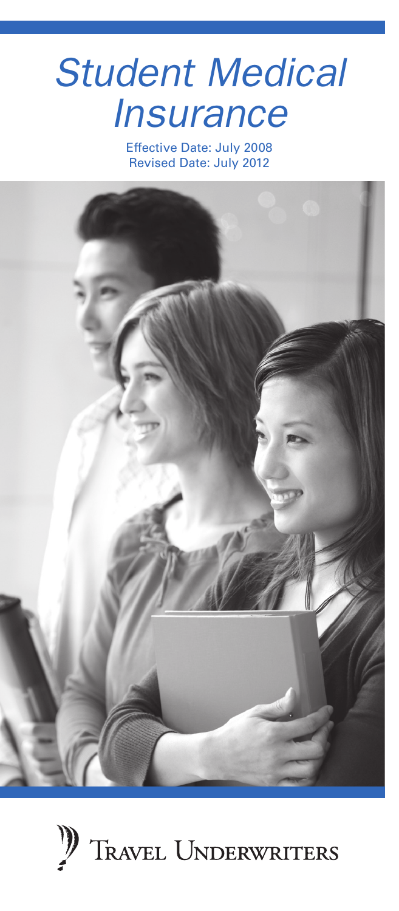# *Student Medical Insurance*

Effective Date: July 2008
Revised Date: July 2012

Travel Underwriters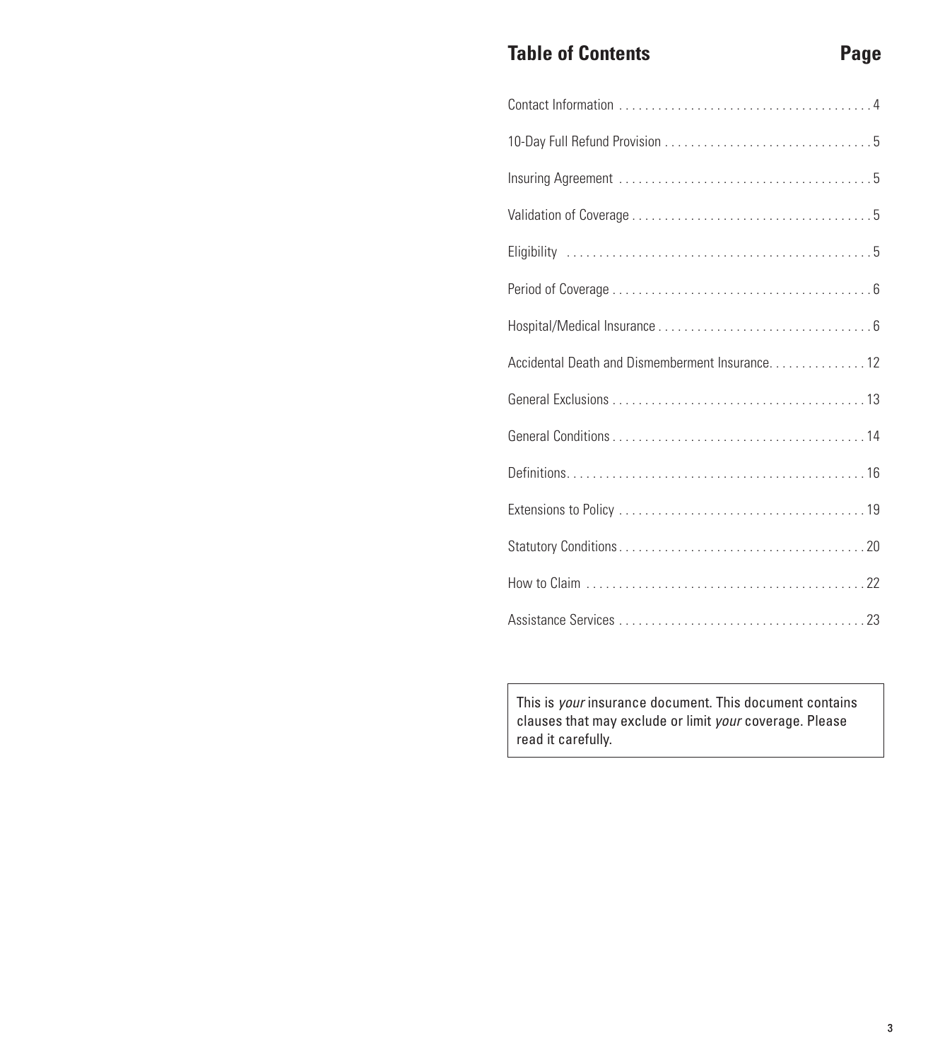## Table of Contents

| | Page |
|---|---|
| Contact Information | 4 |
| 10-Day Full Refund Provision | 5 |
| Insuring Agreement | 5 |
| Validation of Coverage | 5 |
| Eligibility | 5 |
| Period of Coverage | 6 |
| Hospital/Medical Insurance | 6 |
| Accidental Death and Dismemberment Insurance | 12 |
| General Exclusions | 13 |
| General Conditions | 14 |
| Definitions | 16 |
| Extensions to Policy | 19 |
| Statutory Conditions | 20 |
| How to Claim | 22 |
| Assistance Services | 23 |

This is *your* insurance document. This document contains clauses that may exclude or limit *your* coverage. Please read it carefully.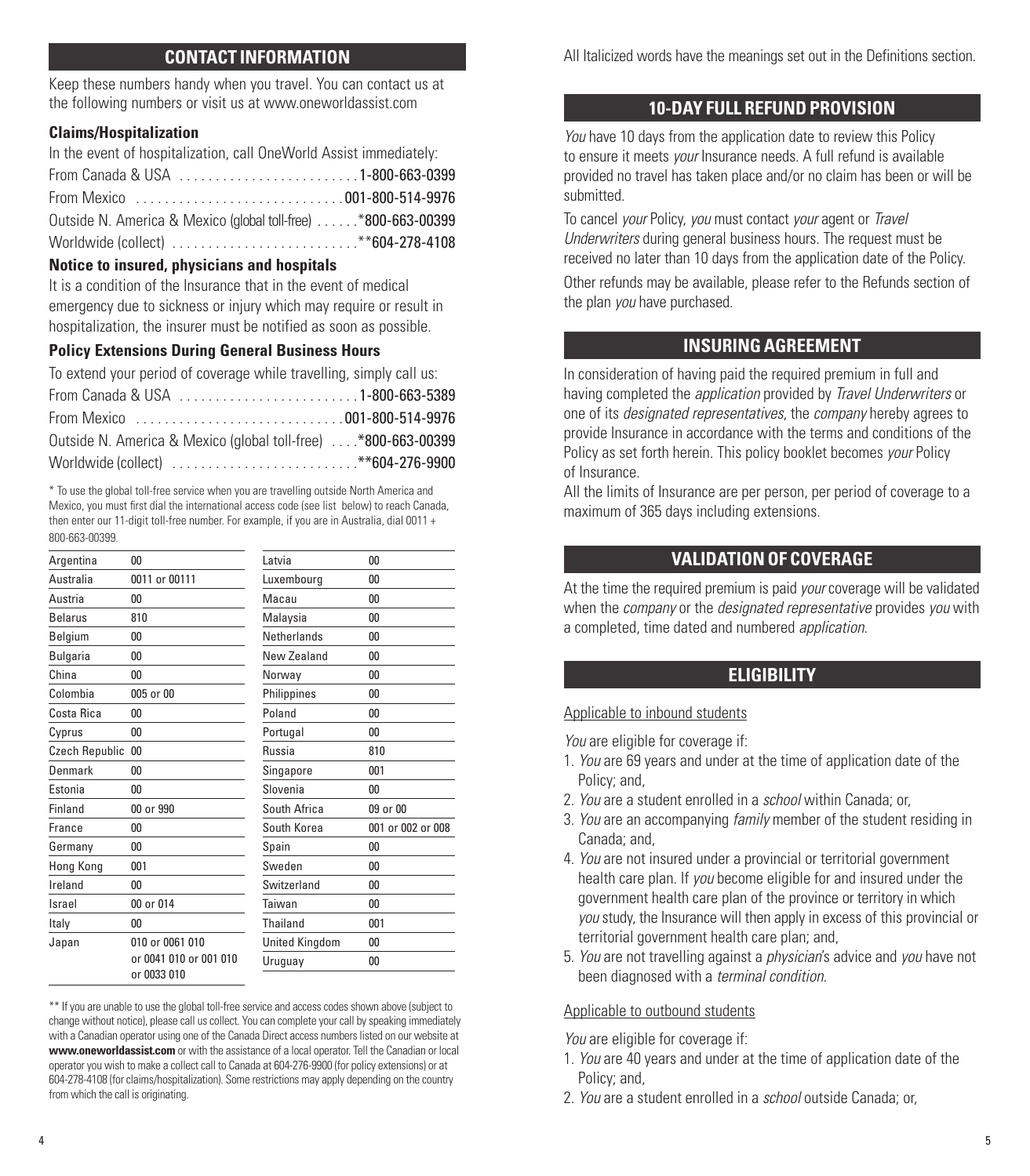## CONTACT INFORMATION

Keep these numbers handy when you travel. You can contact us at the following numbers or visit us at www.oneworldassist.com

### Claims/Hospitalization

In the event of hospitalization, call OneWorld Assist immediately:

From Canada & USA ........................ **1-800-663-0399**
From Mexico ........................ **001-800-514-9976**
Outside N. America & Mexico (global toll-free) ...... ***800-663-00399**
Worldwide (collect) ........................ ****604-278-4108**

### Notice to insured, physicians and hospitals

It is a condition of the Insurance that in the event of medical emergency due to sickness or injury which may require or result in hospitalization, the insurer must be notified as soon as possible.

### Policy Extensions During General Business Hours

To extend your period of coverage while travelling, simply call us:

From Canada & USA ........................ **1-800-663-5389**
From Mexico ........................ **001-800-514-9976**
Outside N. America & Mexico (global toll-free) .... ***800-663-00399**
Worldwide (collect) ........................ ****604-276-9900**

* To use the global toll-free service when you are travelling outside North America and Mexico, you must first dial the international access code (see list below) to reach Canada, then enter our 11-digit toll-free number. For example, if you are in Australia, dial 0011 + 800-663-00399.

| Country | Code |
|---|---|
| Argentina | 00 |
| Australia | 0011 or 00111 |
| Austria | 00 |
| Belarus | 810 |
| Belgium | 00 |
| Bulgaria | 00 |
| China | 00 |
| Colombia | 005 or 00 |
| Costa Rica | 00 |
| Cyprus | 00 |
| Czech Republic | 00 |
| Denmark | 00 |
| Estonia | 00 |
| Finland | 00 or 990 |
| France | 00 |
| Germany | 00 |
| Hong Kong | 001 |
| Ireland | 00 |
| Israel | 00 or 014 |
| Italy | 00 |
| Japan | 010 or 0061 010 or 0041 010 or 001 010 or 0033 010 |
| Latvia | 00 |
| Luxembourg | 00 |
| Macau | 00 |
| Malaysia | 00 |
| Netherlands | 00 |
| New Zealand | 00 |
| Norway | 00 |
| Philippines | 00 |
| Poland | 00 |
| Portugal | 00 |
| Russia | 810 |
| Singapore | 001 |
| Slovenia | 00 |
| South Africa | 09 or 00 |
| South Korea | 001 or 002 or 008 |
| Spain | 00 |
| Sweden | 00 |
| Switzerland | 00 |
| Taiwan | 00 |
| Thailand | 001 |
| United Kingdom | 00 |
| Uruguay | 00 |

** If you are unable to use the global toll-free service and access codes shown above (subject to change without notice), please call us collect. You can complete your call by speaking immediately with a Canadian operator using one of the Canada Direct access numbers listed on our website at **www.oneworldassist.com** or with the assistance of a local operator. Tell the Canadian or local operator you wish to make a collect call to Canada at 604-276-9900 (for policy extensions) or at 604-278-4108 (for claims/hospitalization). Some restrictions may apply depending on the country from which the call is originating.

All Italicized words have the meanings set out in the Definitions section.

## 10-DAY FULL REFUND PROVISION

*You* have 10 days from the application date to review this Policy to ensure it meets *your* Insurance needs. A full refund is available provided no travel has taken place and/or no claim has been or will be submitted.

To cancel *your* Policy, *you* must contact *your* agent or *Travel Underwriters* during general business hours. The request must be received no later than 10 days from the application date of the Policy.

Other refunds may be available, please refer to the Refunds section of the plan *you* have purchased.

## INSURING AGREEMENT

In consideration of having paid the required premium in full and having completed the *application* provided by *Travel Underwriters* or one of its *designated representatives*, the *company* hereby agrees to provide Insurance in accordance with the terms and conditions of the Policy as set forth herein. This policy booklet becomes *your* Policy of Insurance.

All the limits of Insurance are per person, per period of coverage to a maximum of 365 days including extensions.

## VALIDATION OF COVERAGE

At the time the required premium is paid *your* coverage will be validated when the *company* or the *designated representative* provides *you* with a completed, time dated and numbered *application*.

## ELIGIBILITY

<u>Applicable to inbound students</u>

*You* are eligible for coverage if:

1. *You* are 69 years and under at the time of application date of the Policy; and,
2. *You* are a student enrolled in a *school* within Canada; or,
3. *You* are an accompanying *family* member of the student residing in Canada; and,
4. *You* are not insured under a provincial or territorial government health care plan. If *you* become eligible for and insured under the government health care plan of the province or territory in which *you* study, the Insurance will then apply in excess of this provincial or territorial government health care plan; and,
5. *You* are not travelling against a *physician*'s advice and *you* have not been diagnosed with a *terminal condition*.

<u>Applicable to outbound students</u>

*You* are eligible for coverage if:

1. *You* are 40 years and under at the time of application date of the Policy; and,
2. *You* are a student enrolled in a *school* outside Canada; or,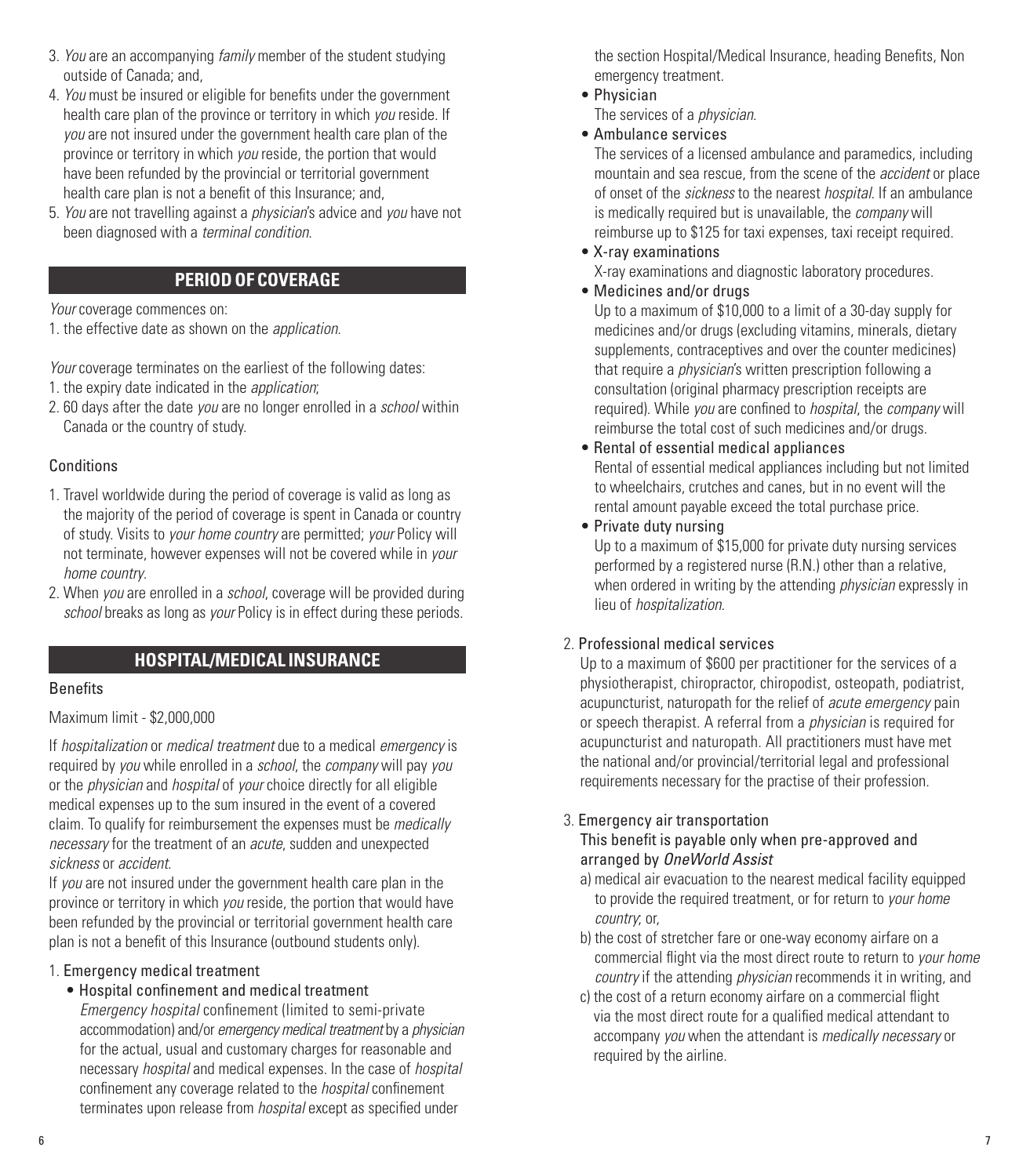3. *You* are an accompanying *family* member of the student studying outside of Canada; and,
4. *You* must be insured or eligible for benefits under the government health care plan of the province or territory in which *you* reside. If *you* are not insured under the government health care plan of the province or territory in which *you* reside, the portion that would have been refunded by the provincial or territorial government health care plan is not a benefit of this Insurance; and,
5. *You* are not travelling against a *physician*'s advice and *you* have not been diagnosed with a *terminal condition*.

## PERIOD OF COVERAGE

*Your* coverage commences on:

1. the effective date as shown on the *application*.

*Your* coverage terminates on the earliest of the following dates:

1. the expiry date indicated in the *application*;
2. 60 days after the date *you* are no longer enrolled in a *school* within Canada or the country of study.

### Conditions

1. Travel worldwide during the period of coverage is valid as long as the majority of the period of coverage is spent in Canada or country of study. Visits to *your home country* are permitted; *your* Policy will not terminate, however expenses will not be covered while in *your home country*.
2. When *you* are enrolled in a *school*, coverage will be provided during *school* breaks as long as *your* Policy is in effect during these periods.

## HOSPITAL/MEDICAL INSURANCE

### Benefits

Maximum limit - $2,000,000

If *hospitalization* or *medical treatment* due to a medical *emergency* is required by *you* while enrolled in a *school*, the *company* will pay *you* or the *physician* and *hospital* of *your* choice directly for all eligible medical expenses up to the sum insured in the event of a covered claim. To qualify for reimbursement the expenses must be *medically necessary* for the treatment of an *acute*, sudden and unexpected *sickness* or *accident*.

If *you* are not insured under the government health care plan in the province or territory in which *you* reside, the portion that would have been refunded by the provincial or territorial government health care plan is not a benefit of this Insurance (outbound students only).

1. Emergency medical treatment
   - Hospital confinement and medical treatment
     *Emergency hospital* confinement (limited to semi-private accommodation) and/or *emergency medical treatment* by a *physician* for the actual, usual and customary charges for reasonable and necessary *hospital* and medical expenses. In the case of *hospital* confinement any coverage related to the *hospital* confinement terminates upon release from *hospital* except as specified under the section Hospital/Medical Insurance, heading Benefits, Non emergency treatment.
   - Physician
     The services of a *physician*.
   - Ambulance services
     The services of a licensed ambulance and paramedics, including mountain and sea rescue, from the scene of the *accident* or place of onset of the *sickness* to the nearest *hospital*. If an ambulance is medically required but is unavailable, the *company* will reimburse up to $125 for taxi expenses, taxi receipt required.
   - X-ray examinations
     X-ray examinations and diagnostic laboratory procedures.
   - Medicines and/or drugs
     Up to a maximum of $10,000 to a limit of a 30-day supply for medicines and/or drugs (excluding vitamins, minerals, dietary supplements, contraceptives and over the counter medicines) that require a *physician*'s written prescription following a consultation (original pharmacy prescription receipts are required). While *you* are confined to *hospital*, the *company* will reimburse the total cost of such medicines and/or drugs.
   - Rental of essential medical appliances
     Rental of essential medical appliances including but not limited to wheelchairs, crutches and canes, but in no event will the rental amount payable exceed the total purchase price.
   - Private duty nursing
     Up to a maximum of $15,000 for private duty nursing services performed by a registered nurse (R.N.) other than a relative, when ordered in writing by the attending *physician* expressly in lieu of *hospitalization*.
2. Professional medical services
   Up to a maximum of $600 per practitioner for the services of a physiotherapist, chiropractor, chiropodist, osteopath, podiatrist, acupuncturist, naturopath for the relief of *acute emergency* pain or speech therapist. A referral from a *physician* is required for acupuncturist and naturopath. All practitioners must have met the national and/or provincial/territorial legal and professional requirements necessary for the practise of their profession.
3. Emergency air transportation
   This benefit is payable only when pre-approved and arranged by *OneWorld Assist*
   a) medical air evacuation to the nearest medical facility equipped to provide the required treatment, or for return to *your home country*; or,
   b) the cost of stretcher fare or one-way economy airfare on a commercial flight via the most direct route to return to *your home country* if the attending *physician* recommends it in writing, and
   c) the cost of a return economy airfare on a commercial flight via the most direct route for a qualified medical attendant to accompany *you* when the attendant is *medically necessary* or required by the airline.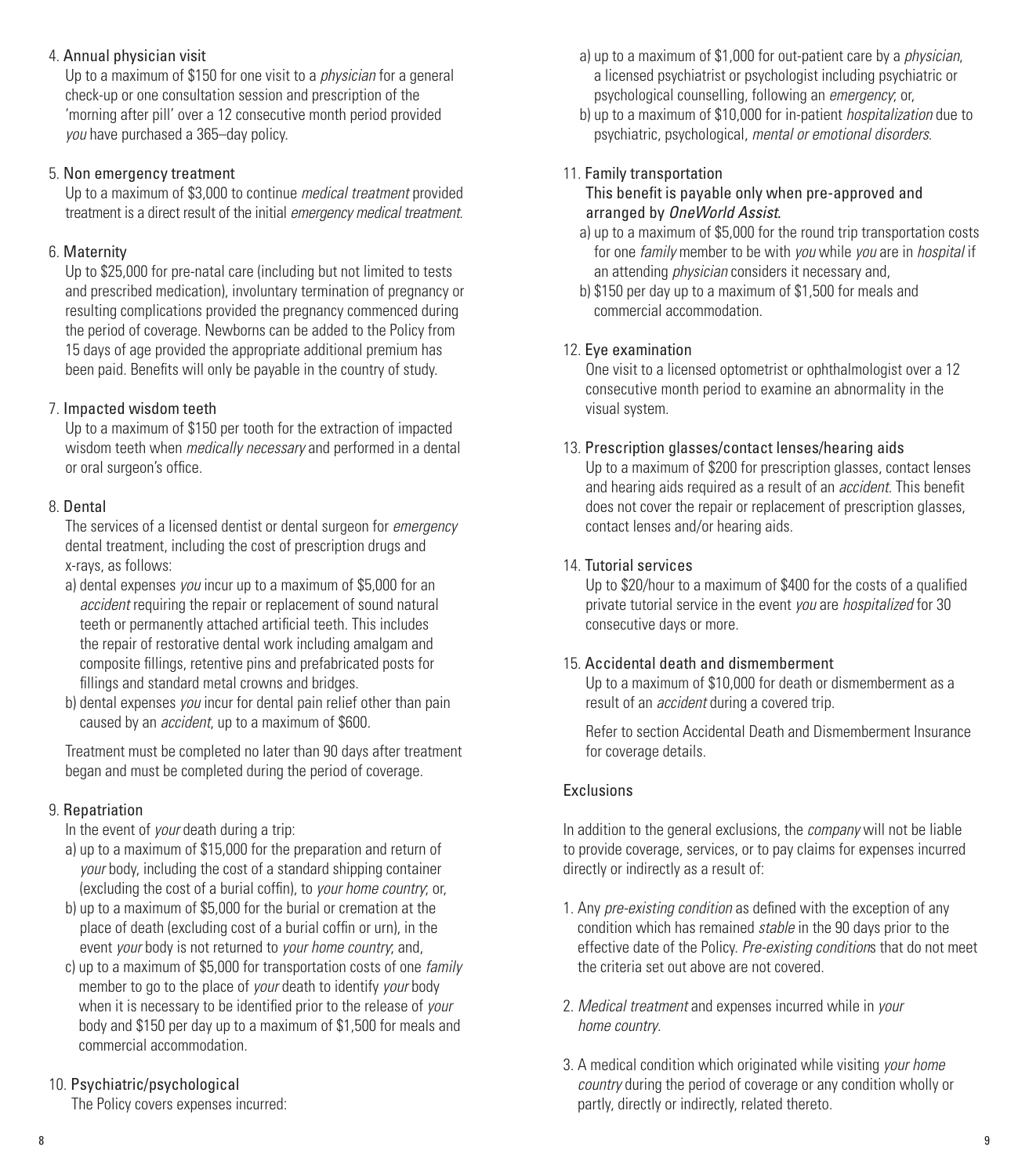4. Annual physician visit

   Up to a maximum of $150 for one visit to a *physician* for a general check-up or one consultation session and prescription of the 'morning after pill' over a 12 consecutive month period provided *you* have purchased a 365–day policy.

5. Non emergency treatment

   Up to a maximum of $3,000 to continue *medical treatment* provided treatment is a direct result of the initial *emergency medical treatment*.

6. Maternity

   Up to $25,000 for pre-natal care (including but not limited to tests and prescribed medication), involuntary termination of pregnancy or resulting complications provided the pregnancy commenced during the period of coverage. Newborns can be added to the Policy from 15 days of age provided the appropriate additional premium has been paid. Benefits will only be payable in the country of study.

7. Impacted wisdom teeth

   Up to a maximum of $150 per tooth for the extraction of impacted wisdom teeth when *medically necessary* and performed in a dental or oral surgeon's office.

8. Dental

   The services of a licensed dentist or dental surgeon for *emergency* dental treatment, including the cost of prescription drugs and x-rays, as follows:

   a) dental expenses *you* incur up to a maximum of $5,000 for an *accident* requiring the repair or replacement of sound natural teeth or permanently attached artificial teeth. This includes the repair of restorative dental work including amalgam and composite fillings, retentive pins and prefabricated posts for fillings and standard metal crowns and bridges.
   b) dental expenses *you* incur for dental pain relief other than pain caused by an *accident*, up to a maximum of $600.

   Treatment must be completed no later than 90 days after treatment began and must be completed during the period of coverage.

9. Repatriation

   In the event of *your* death during a trip:

   a) up to a maximum of $15,000 for the preparation and return of *your* body, including the cost of a standard shipping container (excluding the cost of a burial coffin), to *your home country*; or,
   b) up to a maximum of $5,000 for the burial or cremation at the place of death (excluding cost of a burial coffin or urn), in the event *your* body is not returned to *your home country*; and,
   c) up to a maximum of $5,000 for transportation costs of one *family* member to go to the place of *your* death to identify *your* body when it is necessary to be identified prior to the release of *your* body and $150 per day up to a maximum of $1,500 for meals and commercial accommodation.

10. Psychiatric/psychological

    The Policy covers expenses incurred:

    a) up to a maximum of $1,000 for out-patient care by a *physician*, a licensed psychiatrist or psychologist including psychiatric or psychological counselling, following an *emergency*; or,
    b) up to a maximum of $10,000 for in-patient *hospitalization* due to psychiatric, psychological, *mental or emotional disorders*.

11. Family transportation

    **This benefit is payable only when pre-approved and arranged by *OneWorld Assist*.**

    a) up to a maximum of $5,000 for the round trip transportation costs for one *family* member to be with *you* while *you* are in *hospital* if an attending *physician* considers it necessary and,
    b) $150 per day up to a maximum of $1,500 for meals and commercial accommodation.

12. Eye examination

    One visit to a licensed optometrist or ophthalmologist over a 12 consecutive month period to examine an abnormality in the visual system.

13. Prescription glasses/contact lenses/hearing aids

    Up to a maximum of $200 for prescription glasses, contact lenses and hearing aids required as a result of an *accident*. This benefit does not cover the repair or replacement of prescription glasses, contact lenses and/or hearing aids.

14. Tutorial services

    Up to $20/hour to a maximum of $400 for the costs of a qualified private tutorial service in the event *you* are *hospitalized* for 30 consecutive days or more.

15. Accidental death and dismemberment

    Up to a maximum of $10,000 for death or dismemberment as a result of an *accident* during a covered trip.

    Refer to section Accidental Death and Dismemberment Insurance for coverage details.

## Exclusions

In addition to the general exclusions, the *company* will not be liable to provide coverage, services, or to pay claims for expenses incurred directly or indirectly as a result of:

1. Any *pre-existing condition* as defined with the exception of any condition which has remained *stable* in the 90 days prior to the effective date of the Policy. *Pre-existing condition*s that do not meet the criteria set out above are not covered.

2. *Medical treatment* and expenses incurred while in *your home country*.

3. A medical condition which originated while visiting *your home country* during the period of coverage or any condition wholly or partly, directly or indirectly, related thereto.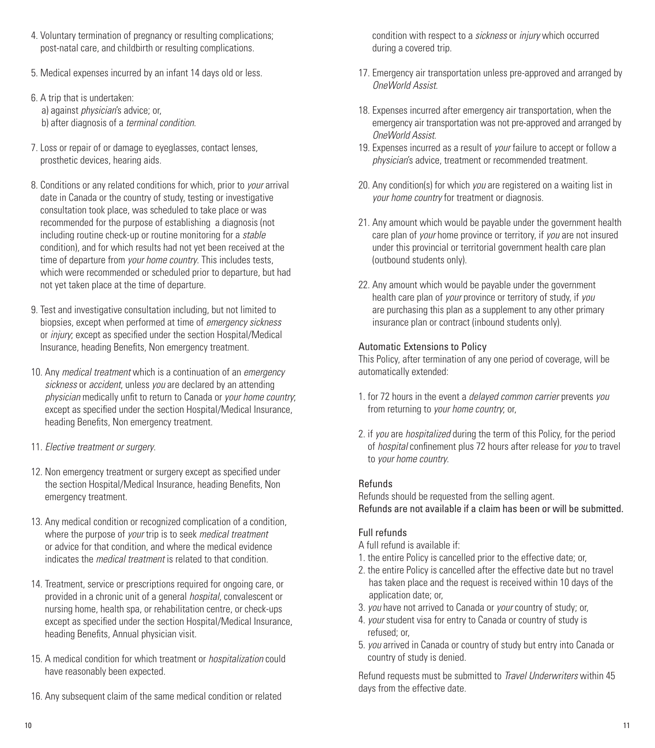4. Voluntary termination of pregnancy or resulting complications; post-natal care, and childbirth or resulting complications.

5. Medical expenses incurred by an infant 14 days old or less.

6. A trip that is undertaken:
   a) against *physician*'s advice; or,
   b) after diagnosis of a *terminal condition*.

7. Loss or repair of or damage to eyeglasses, contact lenses, prosthetic devices, hearing aids.

8. Conditions or any related conditions for which, prior to *your* arrival date in Canada or the country of study, testing or investigative consultation took place, was scheduled to take place or was recommended for the purpose of establishing a diagnosis (not including routine check-up or routine monitoring for a *stable* condition), and for which results had not yet been received at the time of departure from *your home country*. This includes tests, which were recommended or scheduled prior to departure, but had not yet taken place at the time of departure.

9. Test and investigative consultation including, but not limited to biopsies, except when performed at time of *emergency sickness* or *injury*; except as specified under the section Hospital/Medical Insurance, heading Benefits, Non emergency treatment.

10. Any *medical treatment* which is a continuation of an *emergency sickness* or *accident*, unless *you* are declared by an attending *physician* medically unfit to return to Canada or *your home country*; except as specified under the section Hospital/Medical Insurance, heading Benefits, Non emergency treatment.

11. *Elective treatment or surgery*.

12. Non emergency treatment or surgery except as specified under the section Hospital/Medical Insurance, heading Benefits, Non emergency treatment.

13. Any medical condition or recognized complication of a condition, where the purpose of *your* trip is to seek *medical treatment* or advice for that condition, and where the medical evidence indicates the *medical treatment* is related to that condition.

14. Treatment, service or prescriptions required for ongoing care, or provided in a chronic unit of a general *hospital*, convalescent or nursing home, health spa, or rehabilitation centre, or check-ups except as specified under the section Hospital/Medical Insurance, heading Benefits, Annual physician visit.

15. A medical condition for which treatment or *hospitalization* could have reasonably been expected.

16. Any subsequent claim of the same medical condition or related condition with respect to a *sickness* or *injury* which occurred during a covered trip.

17. Emergency air transportation unless pre-approved and arranged by *OneWorld Assist*.

18. Expenses incurred after emergency air transportation, when the emergency air transportation was not pre-approved and arranged by *OneWorld Assist*.

19. Expenses incurred as a result of *your* failure to accept or follow a *physician*'s advice, treatment or recommended treatment.

20. Any condition(s) for which *you* are registered on a waiting list in *your home country* for treatment or diagnosis.

21. Any amount which would be payable under the government health care plan of *your* home province or territory, if *you* are not insured under this provincial or territorial government health care plan (outbound students only).

22. Any amount which would be payable under the government health care plan of *your* province or territory of study, if *you* are purchasing this plan as a supplement to any other primary insurance plan or contract (inbound students only).

### Automatic Extensions to Policy

This Policy, after termination of any one period of coverage, will be automatically extended:

1. for 72 hours in the event a *delayed common carrier* prevents *you* from returning to *your home country*; or,

2. if *you* are *hospitalized* during the term of this Policy, for the period of *hospital* confinement plus 72 hours after release for *you* to travel to *your home country*.

### Refunds

Refunds should be requested from the selling agent.
**Refunds are not available if a claim has been or will be submitted.**

### Full refunds

A full refund is available if:

1. the entire Policy is cancelled prior to the effective date; or,
2. the entire Policy is cancelled after the effective date but no travel has taken place and the request is received within 10 days of the application date; or,
3. *you* have not arrived to Canada or *your* country of study; or,
4. *your* student visa for entry to Canada or country of study is refused; or,
5. *you* arrived in Canada or country of study but entry into Canada or country of study is denied.

Refund requests must be submitted to *Travel Underwriters* within 45 days from the effective date.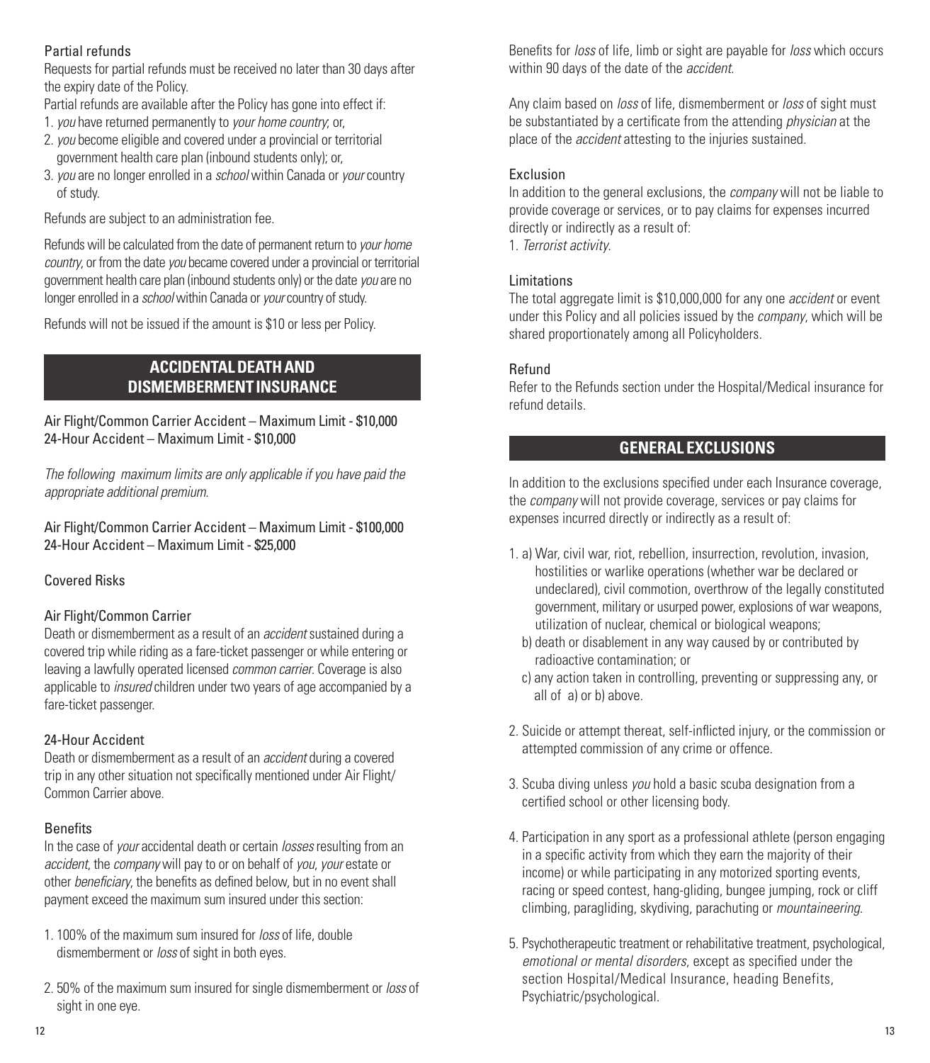Partial refunds

Requests for partial refunds must be received no later than 30 days after the expiry date of the Policy.

Partial refunds are available after the Policy has gone into effect if:

1. *you* have returned permanently to *your home country*; or,
2. *you* become eligible and covered under a provincial or territorial government health care plan (inbound students only); or,
3. *you* are no longer enrolled in a *school* within Canada or *your* country of study.

Refunds are subject to an administration fee.

Refunds will be calculated from the date of permanent return to *your home country*, or from the date *you* became covered under a provincial or territorial government health care plan (inbound students only) or the date *you* are no longer enrolled in a *school* within Canada or *your* country of study.

Refunds will not be issued if the amount is $10 or less per Policy.

## ACCIDENTAL DEATH AND DISMEMBERMENT INSURANCE

Air Flight/Common Carrier Accident – Maximum Limit - $10,000
24-Hour Accident – Maximum Limit - $10,000

*The following maximum limits are only applicable if you have paid the appropriate additional premium.*

Air Flight/Common Carrier Accident – Maximum Limit - $100,000
24-Hour Accident – Maximum Limit - $25,000

Covered Risks

Air Flight/Common Carrier

Death or dismemberment as a result of an *accident* sustained during a covered trip while riding as a fare-ticket passenger or while entering or leaving a lawfully operated licensed *common carrier*. Coverage is also applicable to *insured* children under two years of age accompanied by a fare-ticket passenger.

24-Hour Accident

Death or dismemberment as a result of an *accident* during a covered trip in any other situation not specifically mentioned under Air Flight/Common Carrier above.

Benefits

In the case of *your* accidental death or certain *losses* resulting from an *accident*, the *company* will pay to or on behalf of *you*, *your* estate or other *beneficiary*, the benefits as defined below, but in no event shall payment exceed the maximum sum insured under this section:

1. 100% of the maximum sum insured for *loss* of life, double dismemberment or *loss* of sight in both eyes.
2. 50% of the maximum sum insured for single dismemberment or *loss* of sight in one eye.

Benefits for *loss* of life, limb or sight are payable for *loss* which occurs within 90 days of the date of the *accident*.

Any claim based on *loss* of life, dismemberment or *loss* of sight must be substantiated by a certificate from the attending *physician* at the place of the *accident* attesting to the injuries sustained.

Exclusion

In addition to the general exclusions, the *company* will not be liable to provide coverage or services, or to pay claims for expenses incurred directly or indirectly as a result of:

1. *Terrorist activity*.

Limitations

The total aggregate limit is $10,000,000 for any one *accident* or event under this Policy and all policies issued by the *company*, which will be shared proportionately among all Policyholders.

Refund

Refer to the Refunds section under the Hospital/Medical insurance for refund details.

## GENERAL EXCLUSIONS

In addition to the exclusions specified under each Insurance coverage, the *company* will not provide coverage, services or pay claims for expenses incurred directly or indirectly as a result of:

1. a) War, civil war, riot, rebellion, insurrection, revolution, invasion, hostilities or warlike operations (whether war be declared or undeclared), civil commotion, overthrow of the legally constituted government, military or usurped power, explosions of war weapons, utilization of nuclear, chemical or biological weapons;
   b) death or disablement in any way caused by or contributed by radioactive contamination; or
   c) any action taken in controlling, preventing or suppressing any, or all of a) or b) above.
2. Suicide or attempt thereat, self-inflicted injury, or the commission or attempted commission of any crime or offence.
3. Scuba diving unless *you* hold a basic scuba designation from a certified school or other licensing body.
4. Participation in any sport as a professional athlete (person engaging in a specific activity from which they earn the majority of their income) or while participating in any motorized sporting events, racing or speed contest, hang-gliding, bungee jumping, rock or cliff climbing, paragliding, skydiving, parachuting or *mountaineering*.
5. Psychotherapeutic treatment or rehabilitative treatment, psychological, *emotional or mental disorders*, except as specified under the section Hospital/Medical Insurance, heading Benefits, Psychiatric/psychological.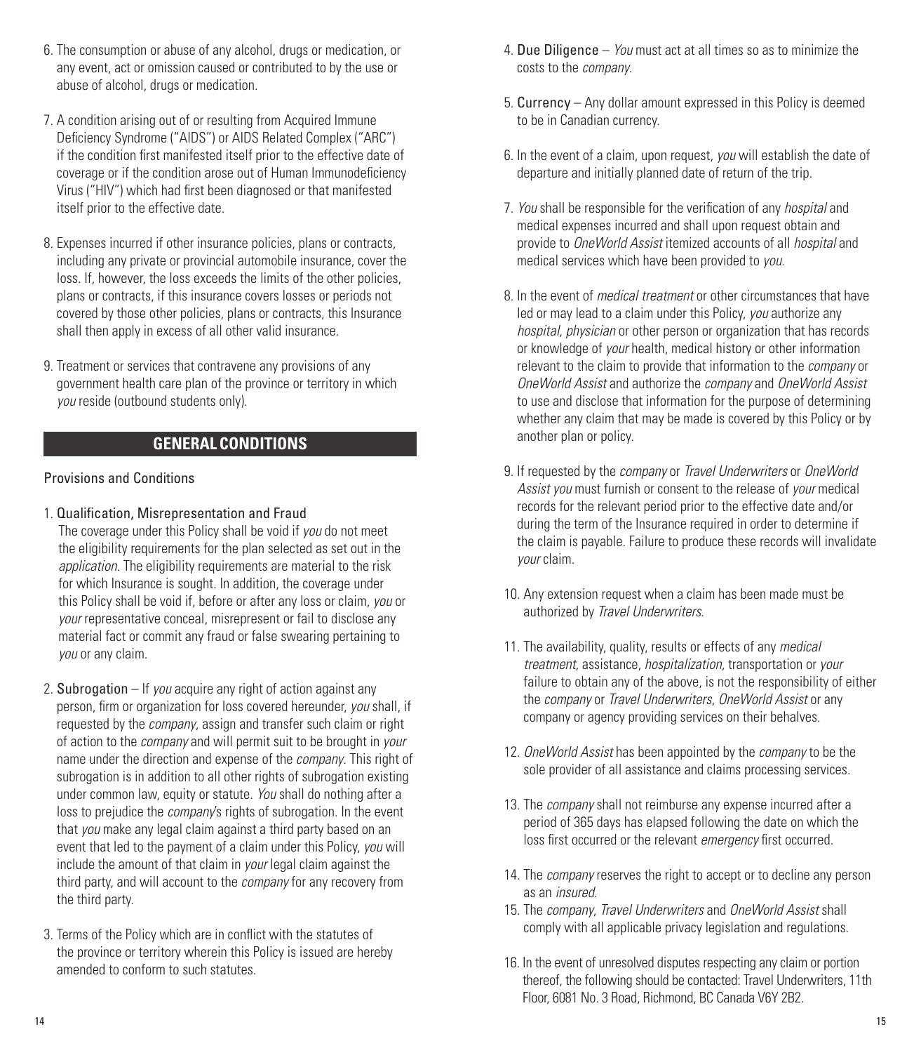6. The consumption or abuse of any alcohol, drugs or medication, or any event, act or omission caused or contributed to by the use or abuse of alcohol, drugs or medication.

7. A condition arising out of or resulting from Acquired Immune Deficiency Syndrome ("AIDS") or AIDS Related Complex ("ARC") if the condition first manifested itself prior to the effective date of coverage or if the condition arose out of Human Immunodeficiency Virus ("HIV") which had first been diagnosed or that manifested itself prior to the effective date.

8. Expenses incurred if other insurance policies, plans or contracts, including any private or provincial automobile insurance, cover the loss. If, however, the loss exceeds the limits of the other policies, plans or contracts, if this insurance covers losses or periods not covered by those other policies, plans or contracts, this Insurance shall then apply in excess of all other valid insurance.

9. Treatment or services that contravene any provisions of any government health care plan of the province or territory in which *you* reside (outbound students only).

## GENERAL CONDITIONS

Provisions and Conditions

1. Qualification, Misrepresentation and Fraud
   The coverage under this Policy shall be void if *you* do not meet the eligibility requirements for the plan selected as set out in the *application*. The eligibility requirements are material to the risk for which Insurance is sought. In addition, the coverage under this Policy shall be void if, before or after any loss or claim, *you* or *your* representative conceal, misrepresent or fail to disclose any material fact or commit any fraud or false swearing pertaining to *you* or any claim.

2. Subrogation – If *you* acquire any right of action against any person, firm or organization for loss covered hereunder, *you* shall, if requested by the *company*, assign and transfer such claim or right of action to the *company* and will permit suit to be brought in *your* name under the direction and expense of the *company*. This right of subrogation is in addition to all other rights of subrogation existing under common law, equity or statute. *You* shall do nothing after a loss to prejudice the *company*'s rights of subrogation. In the event that *you* make any legal claim against a third party based on an event that led to the payment of a claim under this Policy, *you* will include the amount of that claim in *your* legal claim against the third party, and will account to the *company* for any recovery from the third party.

3. Terms of the Policy which are in conflict with the statutes of the province or territory wherein this Policy is issued are hereby amended to conform to such statutes.

4. Due Diligence – *You* must act at all times so as to minimize the costs to the *company*.

5. Currency – Any dollar amount expressed in this Policy is deemed to be in Canadian currency.

6. In the event of a claim, upon request, *you* will establish the date of departure and initially planned date of return of the trip.

7. *You* shall be responsible for the verification of any *hospital* and medical expenses incurred and shall upon request obtain and provide to *OneWorld Assist* itemized accounts of all *hospital* and medical services which have been provided to *you*.

8. In the event of *medical treatment* or other circumstances that have led or may lead to a claim under this Policy, *you* authorize any *hospital*, *physician* or other person or organization that has records or knowledge of *your* health, medical history or other information relevant to the claim to provide that information to the *company* or *OneWorld Assist* and authorize the *company* and *OneWorld Assist* to use and disclose that information for the purpose of determining whether any claim that may be made is covered by this Policy or by another plan or policy.

9. If requested by the *company* or *Travel Underwriters* or *OneWorld Assist you* must furnish or consent to the release of *your* medical records for the relevant period prior to the effective date and/or during the term of the Insurance required in order to determine if the claim is payable. Failure to produce these records will invalidate *your* claim.

10. Any extension request when a claim has been made must be authorized by *Travel Underwriters*.

11. The availability, quality, results or effects of any *medical treatment*, assistance, *hospitalization*, transportation or *your* failure to obtain any of the above, is not the responsibility of either the *company* or *Travel Underwriters*, *OneWorld Assist* or any company or agency providing services on their behalves.

12. *OneWorld Assist* has been appointed by the *company* to be the sole provider of all assistance and claims processing services.

13. The *company* shall not reimburse any expense incurred after a period of 365 days has elapsed following the date on which the loss first occurred or the relevant *emergency* first occurred.

14. The *company* reserves the right to accept or to decline any person as an *insured*.

15. The *company*, *Travel Underwriters* and *OneWorld Assist* shall comply with all applicable privacy legislation and regulations.

16. In the event of unresolved disputes respecting any claim or portion thereof, the following should be contacted: Travel Underwriters, 11th Floor, 6081 No. 3 Road, Richmond, BC Canada V6Y 2B2.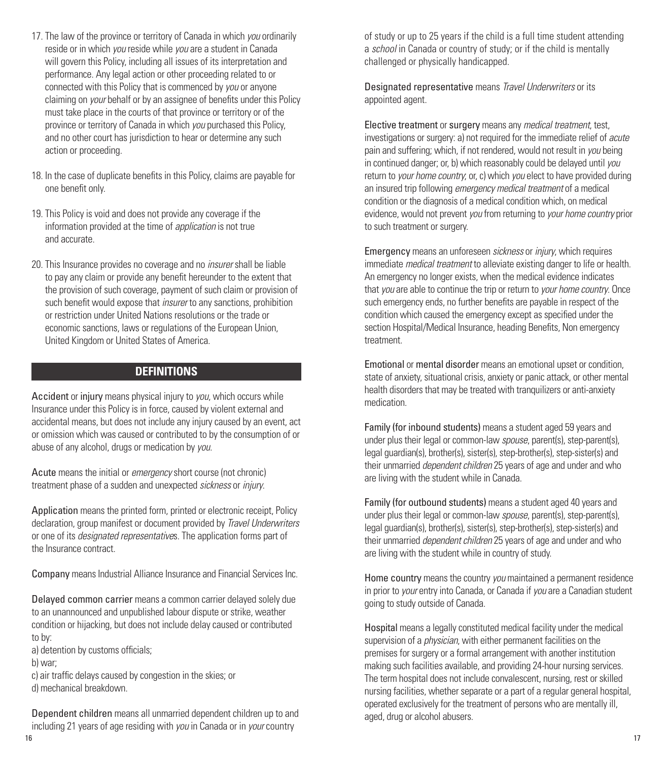17. The law of the province or territory of Canada in which *you* ordinarily reside or in which *you* reside while *you* are a student in Canada will govern this Policy, including all issues of its interpretation and performance. Any legal action or other proceeding related to or connected with this Policy that is commenced by *you* or anyone claiming on *your* behalf or by an assignee of benefits under this Policy must take place in the courts of that province or territory or of the province or territory of Canada in which *you* purchased this Policy, and no other court has jurisdiction to hear or determine any such action or proceeding.

18. In the case of duplicate benefits in this Policy, claims are payable for one benefit only.

19. This Policy is void and does not provide any coverage if the information provided at the time of *application* is not true and accurate.

20. This Insurance provides no coverage and no *insurer* shall be liable to pay any claim or provide any benefit hereunder to the extent that the provision of such coverage, payment of such claim or provision of such benefit would expose that *insurer* to any sanctions, prohibition or restriction under United Nations resolutions or the trade or economic sanctions, laws or regulations of the European Union, United Kingdom or United States of America.

## DEFINITIONS

**Accident** or **injury** means physical injury to *you*, which occurs while Insurance under this Policy is in force, caused by violent external and accidental means, but does not include any injury caused by an event, act or omission which was caused or contributed to by the consumption of or abuse of any alcohol, drugs or medication by *you*.

**Acute** means the initial or *emergency* short course (not chronic) treatment phase of a sudden and unexpected *sickness* or *injury*.

**Application** means the printed form, printed or electronic receipt, Policy declaration, group manifest or document provided by *Travel Underwriters* or one of its *designated representative*s. The application forms part of the Insurance contract.

**Company** means Industrial Alliance Insurance and Financial Services Inc.

**Delayed common carrier** means a common carrier delayed solely due to an unannounced and unpublished labour dispute or strike, weather condition or hijacking, but does not include delay caused or contributed to by:

a) detention by customs officials;
b) war;
c) air traffic delays caused by congestion in the skies; or
d) mechanical breakdown.

**Dependent children** means all unmarried dependent children up to and including 21 years of age residing with *you* in Canada or in *your* country of study or up to 25 years if the child is a full time student attending a *school* in Canada or country of study; or if the child is mentally challenged or physically handicapped.

**Designated representative** means *Travel Underwriters* or its appointed agent.

**Elective treatment** or **surgery** means any *medical treatment*, test, investigations or surgery: a) not required for the immediate relief of *acute* pain and suffering; which, if not rendered, would not result in *you* being in continued danger; or, b) which reasonably could be delayed until *you* return to *your home country*; or, c) which *you* elect to have provided during an insured trip following *emergency medical treatment* of a medical condition or the diagnosis of a medical condition which, on medical evidence, would not prevent *you* from returning to *your home country* prior to such treatment or surgery.

**Emergency** means an unforeseen *sickness* or *injury*, which requires immediate *medical treatment* to alleviate existing danger to life or health. An emergency no longer exists, when the medical evidence indicates that *you* are able to continue the trip or return to *your home country*. Once such emergency ends, no further benefits are payable in respect of the condition which caused the emergency except as specified under the section Hospital/Medical Insurance, heading Benefits, Non emergency treatment.

**Emotional** or **mental disorder** means an emotional upset or condition, state of anxiety, situational crisis, anxiety or panic attack, or other mental health disorders that may be treated with tranquilizers or anti-anxiety medication.

**Family (for inbound students)** means a student aged 59 years and under plus their legal or common-law *spouse*, parent(s), step-parent(s), legal guardian(s), brother(s), sister(s), step-brother(s), step-sister(s) and their unmarried *dependent children* 25 years of age and under and who are living with the student while in Canada.

**Family (for outbound students)** means a student aged 40 years and under plus their legal or common-law *spouse*, parent(s), step-parent(s), legal guardian(s), brother(s), sister(s), step-brother(s), step-sister(s) and their unmarried *dependent children* 25 years of age and under and who are living with the student while in country of study.

**Home country** means the country *you* maintained a permanent residence in prior to *your* entry into Canada, or Canada if *you* are a Canadian student going to study outside of Canada.

**Hospital** means a legally constituted medical facility under the medical supervision of a *physician*, with either permanent facilities on the premises for surgery or a formal arrangement with another institution making such facilities available, and providing 24-hour nursing services. The term hospital does not include convalescent, nursing, rest or skilled nursing facilities, whether separate or a part of a regular general hospital, operated exclusively for the treatment of persons who are mentally ill, aged, drug or alcohol abusers.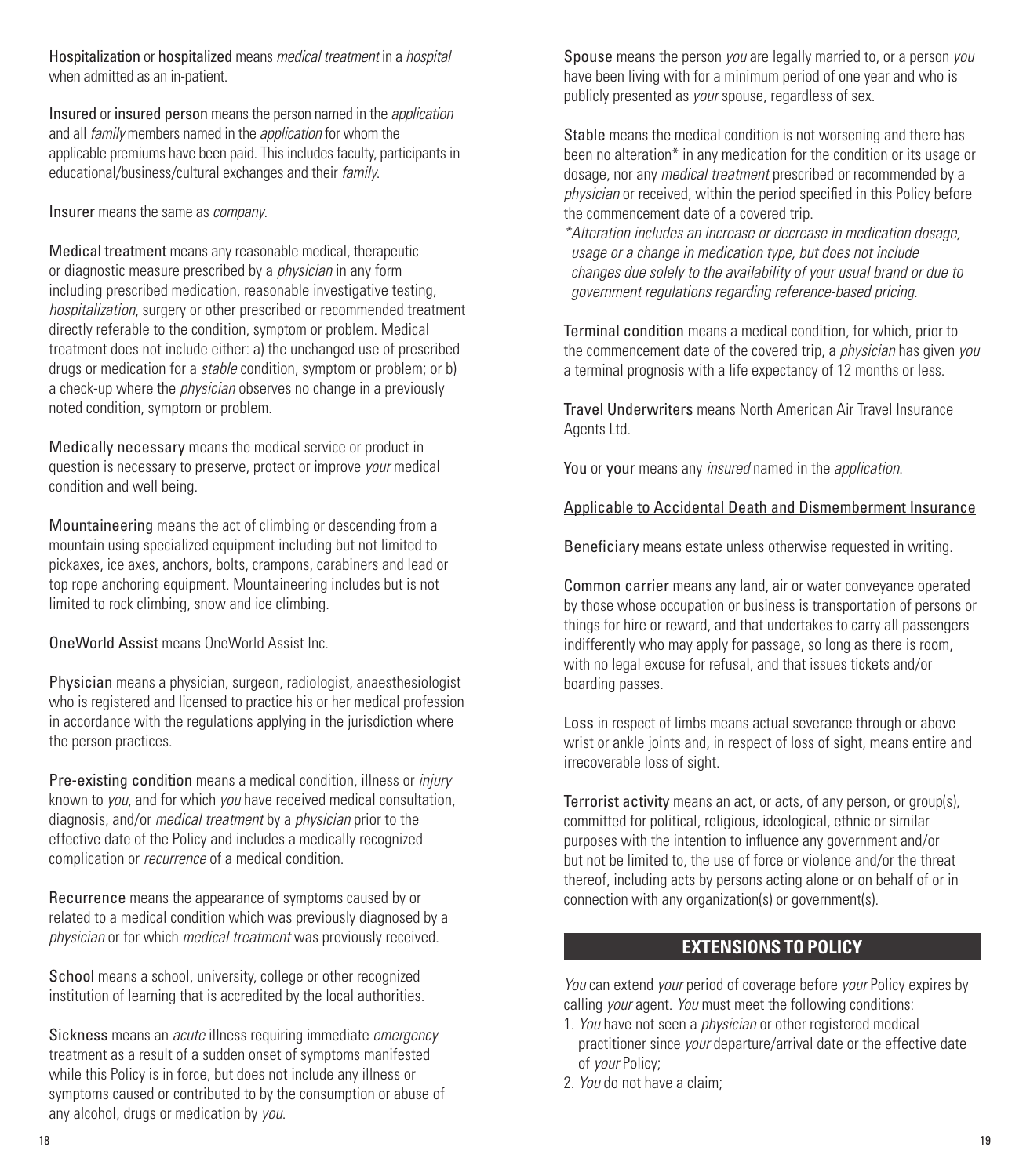**Hospitalization** or **hospitalized** means *medical treatment* in a *hospital* when admitted as an in-patient.

**Insured** or **insured person** means the person named in the *application* and all *family* members named in the *application* for whom the applicable premiums have been paid. This includes faculty, participants in educational/business/cultural exchanges and their *family*.

**Insurer** means the same as *company*.

**Medical treatment** means any reasonable medical, therapeutic or diagnostic measure prescribed by a *physician* in any form including prescribed medication, reasonable investigative testing, *hospitalization*, surgery or other prescribed or recommended treatment directly referable to the condition, symptom or problem. Medical treatment does not include either: a) the unchanged use of prescribed drugs or medication for a *stable* condition, symptom or problem; or b) a check-up where the *physician* observes no change in a previously noted condition, symptom or problem.

**Medically necessary** means the medical service or product in question is necessary to preserve, protect or improve *your* medical condition and well being.

**Mountaineering** means the act of climbing or descending from a mountain using specialized equipment including but not limited to pickaxes, ice axes, anchors, bolts, crampons, carabiners and lead or top rope anchoring equipment. Mountaineering includes but is not limited to rock climbing, snow and ice climbing.

**OneWorld Assist** means OneWorld Assist Inc.

**Physician** means a physician, surgeon, radiologist, anaesthesiologist who is registered and licensed to practice his or her medical profession in accordance with the regulations applying in the jurisdiction where the person practices.

**Pre-existing condition** means a medical condition, illness or *injury* known to *you*, and for which *you* have received medical consultation, diagnosis, and/or *medical treatment* by a *physician* prior to the effective date of the Policy and includes a medically recognized complication or *recurrence* of a medical condition.

**Recurrence** means the appearance of symptoms caused by or related to a medical condition which was previously diagnosed by a *physician* or for which *medical treatment* was previously received.

**School** means a school, university, college or other recognized institution of learning that is accredited by the local authorities.

**Sickness** means an *acute* illness requiring immediate *emergency* treatment as a result of a sudden onset of symptoms manifested while this Policy is in force, but does not include any illness or symptoms caused or contributed to by the consumption or abuse of any alcohol, drugs or medication by *you*.

**Spouse** means the person *you* are legally married to, or a person *you* have been living with for a minimum period of one year and who is publicly presented as *your* spouse, regardless of sex.

**Stable** means the medical condition is not worsening and there has been no alteration* in any medication for the condition or its usage or dosage, nor any *medical treatment* prescribed or recommended by a *physician* or received, within the period specified in this Policy before the commencement date of a covered trip.

**Alteration includes an increase or decrease in medication dosage, usage or a change in medication type, but does not include changes due solely to the availability of your usual brand or due to government regulations regarding reference-based pricing.*

**Terminal condition** means a medical condition, for which, prior to the commencement date of the covered trip, a *physician* has given *you* a terminal prognosis with a life expectancy of 12 months or less.

**Travel Underwriters** means North American Air Travel Insurance Agents Ltd.

**You** or **your** means any *insured* named in the *application*.

Applicable to Accidental Death and Dismemberment Insurance

**Beneficiary** means estate unless otherwise requested in writing.

**Common carrier** means any land, air or water conveyance operated by those whose occupation or business is transportation of persons or things for hire or reward, and that undertakes to carry all passengers indifferently who may apply for passage, so long as there is room, with no legal excuse for refusal, and that issues tickets and/or boarding passes.

**Loss** in respect of limbs means actual severance through or above wrist or ankle joints and, in respect of loss of sight, means entire and irrecoverable loss of sight.

**Terrorist activity** means an act, or acts, of any person, or group(s), committed for political, religious, ideological, ethnic or similar purposes with the intention to influence any government and/or but not be limited to, the use of force or violence and/or the threat thereof, including acts by persons acting alone or on behalf of or in connection with any organization(s) or government(s).

## EXTENSIONS TO POLICY

*You* can extend *your* period of coverage before *your* Policy expires by calling *your* agent. *You* must meet the following conditions:

1. *You* have not seen a *physician* or other registered medical practitioner since *your* departure/arrival date or the effective date of *your* Policy;
2. *You* do not have a claim;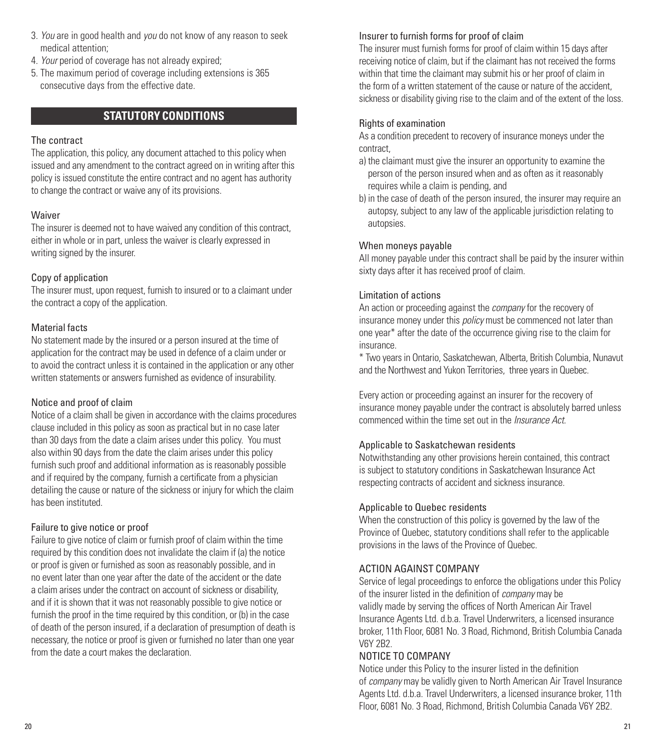3. *You* are in good health and *you* do not know of any reason to seek medical attention;
4. *Your* period of coverage has not already expired;
5. The maximum period of coverage including extensions is 365 consecutive days from the effective date.

## STATUTORY CONDITIONS

### The contract

The application, this policy, any document attached to this policy when issued and any amendment to the contract agreed on in writing after this policy is issued constitute the entire contract and no agent has authority to change the contract or waive any of its provisions.

### Waiver

The insurer is deemed not to have waived any condition of this contract, either in whole or in part, unless the waiver is clearly expressed in writing signed by the insurer.

### Copy of application

The insurer must, upon request, furnish to insured or to a claimant under the contract a copy of the application.

### Material facts

No statement made by the insured or a person insured at the time of application for the contract may be used in defence of a claim under or to avoid the contract unless it is contained in the application or any other written statements or answers furnished as evidence of insurability.

### Notice and proof of claim

Notice of a claim shall be given in accordance with the claims procedures clause included in this policy as soon as practical but in no case later than 30 days from the date a claim arises under this policy. You must also within 90 days from the date the claim arises under this policy furnish such proof and additional information as is reasonably possible and if required by the company, furnish a certificate from a physician detailing the cause or nature of the sickness or injury for which the claim has been instituted.

### Failure to give notice or proof

Failure to give notice of claim or furnish proof of claim within the time required by this condition does not invalidate the claim if (a) the notice or proof is given or furnished as soon as reasonably possible, and in no event later than one year after the date of the accident or the date a claim arises under the contract on account of sickness or disability, and if it is shown that it was not reasonably possible to give notice or furnish the proof in the time required by this condition, or (b) in the case of death of the person insured, if a declaration of presumption of death is necessary, the notice or proof is given or furnished no later than one year from the date a court makes the declaration.

### Insurer to furnish forms for proof of claim

The insurer must furnish forms for proof of claim within 15 days after receiving notice of claim, but if the claimant has not received the forms within that time the claimant may submit his or her proof of claim in the form of a written statement of the cause or nature of the accident, sickness or disability giving rise to the claim and of the extent of the loss.

### Rights of examination

As a condition precedent to recovery of insurance moneys under the contract,

a) the claimant must give the insurer an opportunity to examine the person of the person insured when and as often as it reasonably requires while a claim is pending, and
b) in the case of death of the person insured, the insurer may require an autopsy, subject to any law of the applicable jurisdiction relating to autopsies.

### When moneys payable

All money payable under this contract shall be paid by the insurer within sixty days after it has received proof of claim.

### Limitation of actions

An action or proceeding against the *company* for the recovery of insurance money under this *policy* must be commenced not later than one year* after the date of the occurrence giving rise to the claim for insurance.

* Two years in Ontario, Saskatchewan, Alberta, British Columbia, Nunavut and the Northwest and Yukon Territories, three years in Quebec.

Every action or proceeding against an insurer for the recovery of insurance money payable under the contract is absolutely barred unless commenced within the time set out in the *Insurance Act*.

### Applicable to Saskatchewan residents

Notwithstanding any other provisions herein contained, this contract is subject to statutory conditions in Saskatchewan Insurance Act respecting contracts of accident and sickness insurance.

### Applicable to Quebec residents

When the construction of this policy is governed by the law of the Province of Quebec, statutory conditions shall refer to the applicable provisions in the laws of the Province of Quebec.

### ACTION AGAINST COMPANY

Service of legal proceedings to enforce the obligations under this Policy of the insurer listed in the definition of *company* may be validly made by serving the offices of North American Air Travel Insurance Agents Ltd. d.b.a. Travel Underwriters, a licensed insurance broker, 11th Floor, 6081 No. 3 Road, Richmond, British Columbia Canada V6Y 2B2.

### NOTICE TO COMPANY

Notice under this Policy to the insurer listed in the definition of *company* may be validly given to North American Air Travel Insurance Agents Ltd. d.b.a. Travel Underwriters, a licensed insurance broker, 11th Floor, 6081 No. 3 Road, Richmond, British Columbia Canada V6Y 2B2.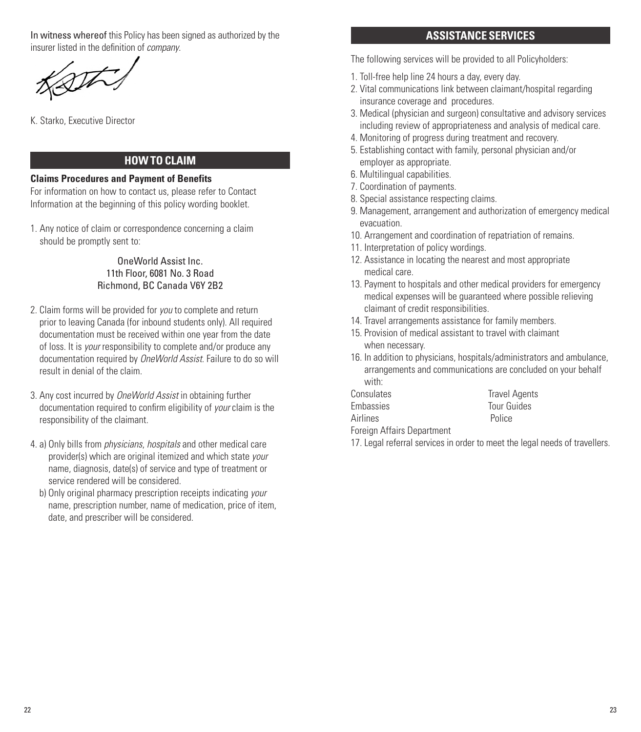In witness whereof this Policy has been signed as authorized by the insurer listed in the definition of *company*.

K. Starko, Executive Director

## HOW TO CLAIM

**Claims Procedures and Payment of Benefits**

For information on how to contact us, please refer to Contact Information at the beginning of this policy wording booklet.

1. Any notice of claim or correspondence concerning a claim should be promptly sent to:

   OneWorld Assist Inc.
   11th Floor, 6081 No. 3 Road
   Richmond, BC Canada V6Y 2B2

2. Claim forms will be provided for *you* to complete and return prior to leaving Canada (for inbound students only). All required documentation must be received within one year from the date of loss. It is *your* responsibility to complete and/or produce any documentation required by *OneWorld Assist*. Failure to do so will result in denial of the claim.

3. Any cost incurred by *OneWorld Assist* in obtaining further documentation required to confirm eligibility of *your* claim is the responsibility of the claimant.

4. a) Only bills from *physicians*, *hospitals* and other medical care provider(s) which are original itemized and which state *your* name, diagnosis, date(s) of service and type of treatment or service rendered will be considered.

   b) Only original pharmacy prescription receipts indicating *your* name, prescription number, name of medication, price of item, date, and prescriber will be considered.

## ASSISTANCE SERVICES

The following services will be provided to all Policyholders:

1. Toll-free help line 24 hours a day, every day.
2. Vital communications link between claimant/hospital regarding insurance coverage and procedures.
3. Medical (physician and surgeon) consultative and advisory services including review of appropriateness and analysis of medical care.
4. Monitoring of progress during treatment and recovery.
5. Establishing contact with family, personal physician and/or employer as appropriate.
6. Multilingual capabilities.
7. Coordination of payments.
8. Special assistance respecting claims.
9. Management, arrangement and authorization of emergency medical evacuation.
10. Arrangement and coordination of repatriation of remains.
11. Interpretation of policy wordings.
12. Assistance in locating the nearest and most appropriate medical care.
13. Payment to hospitals and other medical providers for emergency medical expenses will be guaranteed where possible relieving claimant of credit responsibilities.
14. Travel arrangements assistance for family members.
15. Provision of medical assistant to travel with claimant when necessary.
16. In addition to physicians, hospitals/administrators and ambulance, arrangements and communications are concluded on your behalf with:

    Consulates — Travel Agents
    Embassies — Tour Guides
    Airlines — Police
    Foreign Affairs Department

17. Legal referral services in order to meet the legal needs of travellers.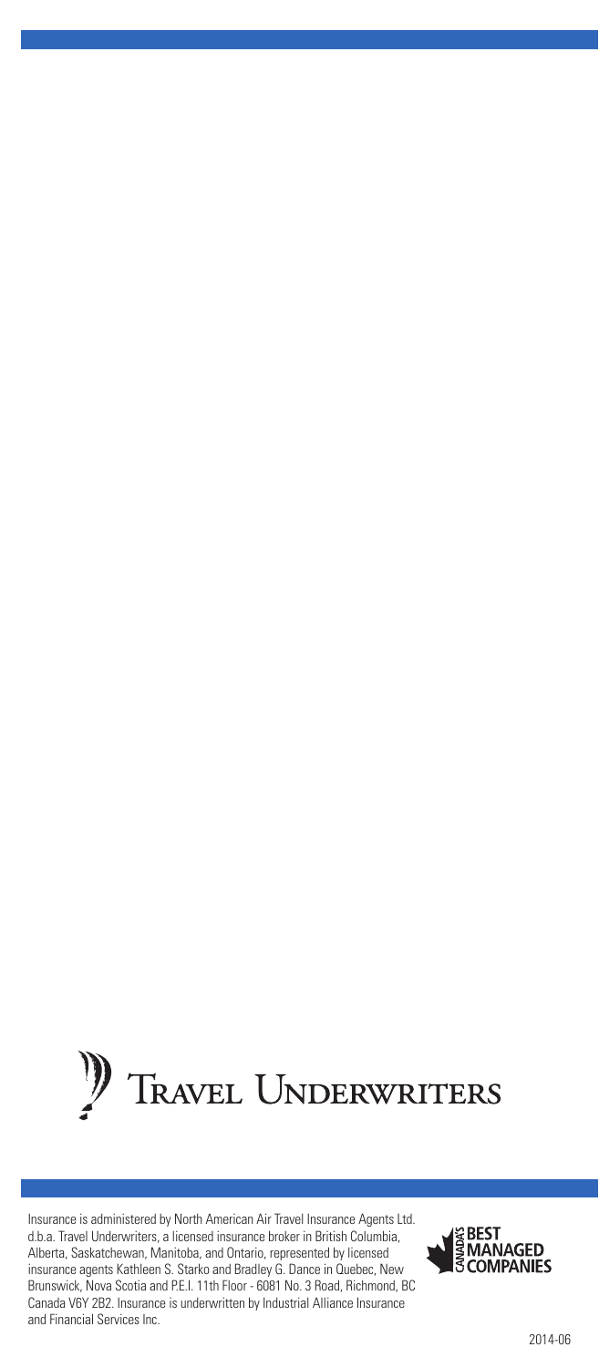Travel Underwriters

Insurance is administered by North American Air Travel Insurance Agents Ltd. d.b.a. Travel Underwriters, a licensed insurance broker in British Columbia, Alberta, Saskatchewan, Manitoba, and Ontario, represented by licensed insurance agents Kathleen S. Starko and Bradley G. Dance in Quebec, New Brunswick, Nova Scotia and P.E.I. 11th Floor - 6081 No. 3 Road, Richmond, BC Canada V6Y 2B2. Insurance is underwritten by Industrial Alliance Insurance and Financial Services Inc.

Canada's Best Managed Companies

2014-06